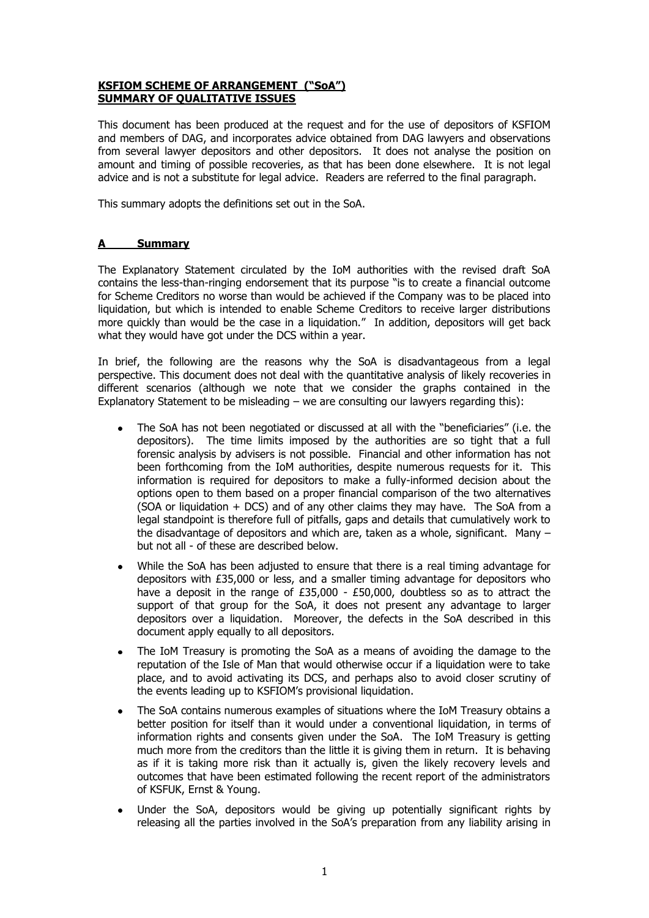**KSFIOM SCHEME OF ARRANGEMENT ("SoA")**
**SUMMARY OF QUALITATIVE ISSUES**

This document has been produced at the request and for the use of depositors of KSFIOM and members of DAG, and incorporates advice obtained from DAG lawyers and observations from several lawyer depositors and other depositors. It does not analyse the position on amount and timing of possible recoveries, as that has been done elsewhere. It is not legal advice and is not a substitute for legal advice. Readers are referred to the final paragraph.

This summary adopts the definitions set out in the SoA.

## A Summary

The Explanatory Statement circulated by the IoM authorities with the revised draft SoA contains the less-than-ringing endorsement that its purpose "is to create a financial outcome for Scheme Creditors no worse than would be achieved if the Company was to be placed into liquidation, but which is intended to enable Scheme Creditors to receive larger distributions more quickly than would be the case in a liquidation." In addition, depositors will get back what they would have got under the DCS within a year.

In brief, the following are the reasons why the SoA is disadvantageous from a legal perspective. This document does not deal with the quantitative analysis of likely recoveries in different scenarios (although we note that we consider the graphs contained in the Explanatory Statement to be misleading – we are consulting our lawyers regarding this):

- The SoA has not been negotiated or discussed at all with the "beneficiaries" (i.e. the depositors). The time limits imposed by the authorities are so tight that a full forensic analysis by advisers is not possible. Financial and other information has not been forthcoming from the IoM authorities, despite numerous requests for it. This information is required for depositors to make a fully-informed decision about the options open to them based on a proper financial comparison of the two alternatives (SOA or liquidation + DCS) and of any other claims they may have. The SoA from a legal standpoint is therefore full of pitfalls, gaps and details that cumulatively work to the disadvantage of depositors and which are, taken as a whole, significant. Many – but not all - of these are described below.
- While the SoA has been adjusted to ensure that there is a real timing advantage for depositors with £35,000 or less, and a smaller timing advantage for depositors who have a deposit in the range of £35,000 - £50,000, doubtless so as to attract the support of that group for the SoA, it does not present any advantage to larger depositors over a liquidation. Moreover, the defects in the SoA described in this document apply equally to all depositors.
- The IoM Treasury is promoting the SoA as a means of avoiding the damage to the reputation of the Isle of Man that would otherwise occur if a liquidation were to take place, and to avoid activating its DCS, and perhaps also to avoid closer scrutiny of the events leading up to KSFIOM's provisional liquidation.
- The SoA contains numerous examples of situations where the IoM Treasury obtains a better position for itself than it would under a conventional liquidation, in terms of information rights and consents given under the SoA. The IoM Treasury is getting much more from the creditors than the little it is giving them in return. It is behaving as if it is taking more risk than it actually is, given the likely recovery levels and outcomes that have been estimated following the recent report of the administrators of KSFUK, Ernst & Young.
- Under the SoA, depositors would be giving up potentially significant rights by releasing all the parties involved in the SoA's preparation from any liability arising in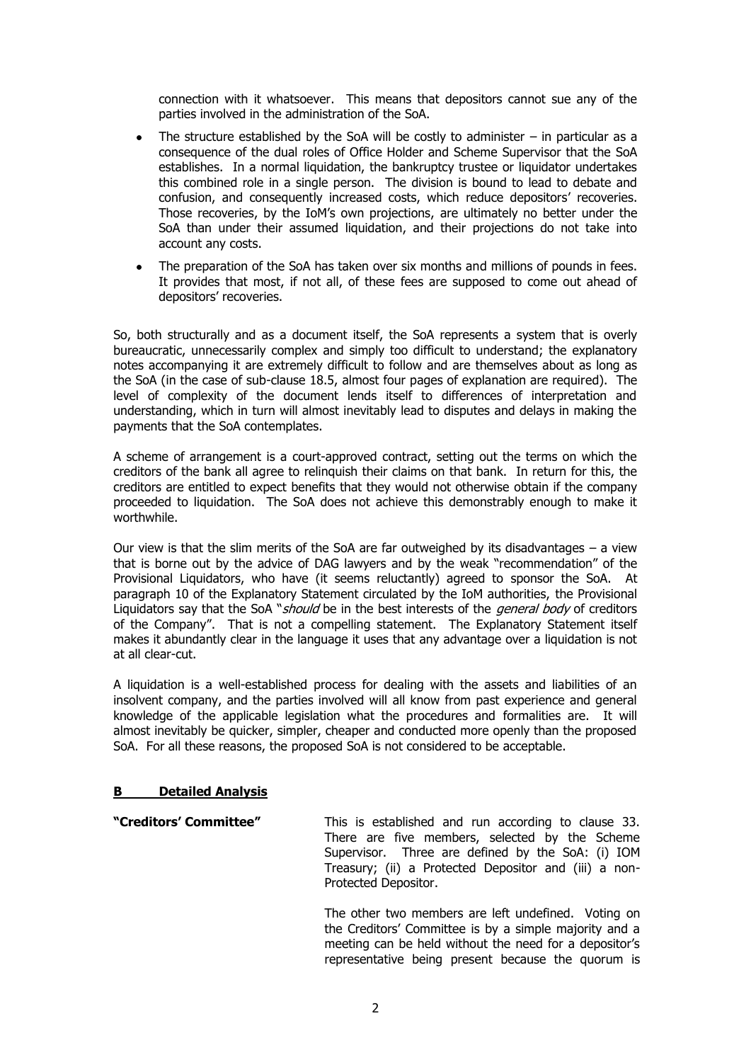connection with it whatsoever. This means that depositors cannot sue any of the parties involved in the administration of the SoA.

- The structure established by the SoA will be costly to administer – in particular as a consequence of the dual roles of Office Holder and Scheme Supervisor that the SoA establishes. In a normal liquidation, the bankruptcy trustee or liquidator undertakes this combined role in a single person. The division is bound to lead to debate and confusion, and consequently increased costs, which reduce depositors' recoveries. Those recoveries, by the IoM's own projections, are ultimately no better under the SoA than under their assumed liquidation, and their projections do not take into account any costs.
- The preparation of the SoA has taken over six months and millions of pounds in fees. It provides that most, if not all, of these fees are supposed to come out ahead of depositors' recoveries.

So, both structurally and as a document itself, the SoA represents a system that is overly bureaucratic, unnecessarily complex and simply too difficult to understand; the explanatory notes accompanying it are extremely difficult to follow and are themselves about as long as the SoA (in the case of sub-clause 18.5, almost four pages of explanation are required). The level of complexity of the document lends itself to differences of interpretation and understanding, which in turn will almost inevitably lead to disputes and delays in making the payments that the SoA contemplates.

A scheme of arrangement is a court-approved contract, setting out the terms on which the creditors of the bank all agree to relinquish their claims on that bank. In return for this, the creditors are entitled to expect benefits that they would not otherwise obtain if the company proceeded to liquidation. The SoA does not achieve this demonstrably enough to make it worthwhile.

Our view is that the slim merits of the SoA are far outweighed by its disadvantages – a view that is borne out by the advice of DAG lawyers and by the weak "recommendation" of the Provisional Liquidators, who have (it seems reluctantly) agreed to sponsor the SoA. At paragraph 10 of the Explanatory Statement circulated by the IoM authorities, the Provisional Liquidators say that the SoA "*should* be in the best interests of the *general body* of creditors of the Company". That is not a compelling statement. The Explanatory Statement itself makes it abundantly clear in the language it uses that any advantage over a liquidation is not at all clear-cut.

A liquidation is a well-established process for dealing with the assets and liabilities of an insolvent company, and the parties involved will all know from past experience and general knowledge of the applicable legislation what the procedures and formalities are. It will almost inevitably be quicker, simpler, cheaper and conducted more openly than the proposed SoA. For all these reasons, the proposed SoA is not considered to be acceptable.

## **B Detailed Analysis**

**"Creditors' Committee"**

This is established and run according to clause 33. There are five members, selected by the Scheme Supervisor. Three are defined by the SoA: (i) IOM Treasury; (ii) a Protected Depositor and (iii) a non-Protected Depositor.

The other two members are left undefined. Voting on the Creditors' Committee is by a simple majority and a meeting can be held without the need for a depositor's representative being present because the quorum is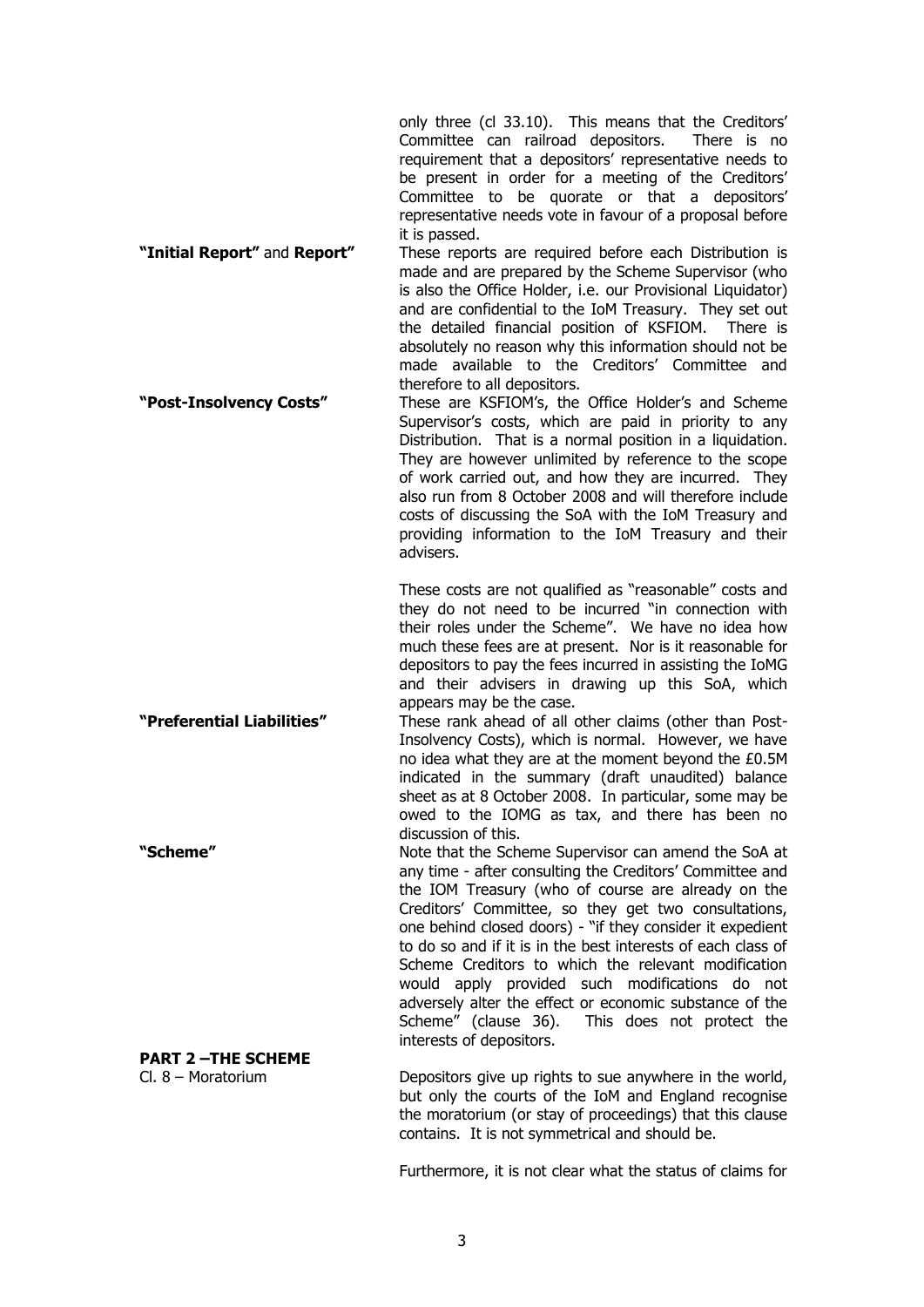only three (cl 33.10). This means that the Creditors' Committee can railroad depositors. There is no requirement that a depositors' representative needs to be present in order for a meeting of the Creditors' Committee to be quorate or that a depositors' representative needs vote in favour of a proposal before it is passed.

**"Initial Report"** and **"Report"**

These reports are required before each Distribution is made and are prepared by the Scheme Supervisor (who is also the Office Holder, i.e. our Provisional Liquidator) and are confidential to the IoM Treasury. They set out the detailed financial position of KSFIOM. There is absolutely no reason why this information should not be made available to the Creditors' Committee and therefore to all depositors.

**"Post-Insolvency Costs"**

These are KSFIOM's, the Office Holder's and Scheme Supervisor's costs, which are paid in priority to any Distribution. That is a normal position in a liquidation. They are however unlimited by reference to the scope of work carried out, and how they are incurred. They also run from 8 October 2008 and will therefore include costs of discussing the SoA with the IoM Treasury and providing information to the IoM Treasury and their advisers.

These costs are not qualified as "reasonable" costs and they do not need to be incurred "in connection with their roles under the Scheme". We have no idea how much these fees are at present. Nor is it reasonable for depositors to pay the fees incurred in assisting the IoMG and their advisers in drawing up this SoA, which appears may be the case.

**"Preferential Liabilities"**

These rank ahead of all other claims (other than Post-Insolvency Costs), which is normal. However, we have no idea what they are at the moment beyond the £0.5M indicated in the summary (draft unaudited) balance sheet as at 8 October 2008. In particular, some may be owed to the IOMG as tax, and there has been no discussion of this.

**"Scheme"**

Note that the Scheme Supervisor can amend the SoA at any time - after consulting the Creditors' Committee and the IOM Treasury (who of course are already on the Creditors' Committee, so they get two consultations, one behind closed doors) - "if they consider it expedient to do so and if it is in the best interests of each class of Scheme Creditors to which the relevant modification would apply provided such modifications do not adversely alter the effect or economic substance of the Scheme" (clause 36). This does not protect the interests of depositors.

**PART 2 –THE SCHEME**

Cl. 8 – Moratorium

Depositors give up rights to sue anywhere in the world, but only the courts of the IoM and England recognise the moratorium (or stay of proceedings) that this clause contains. It is not symmetrical and should be.

Furthermore, it is not clear what the status of claims for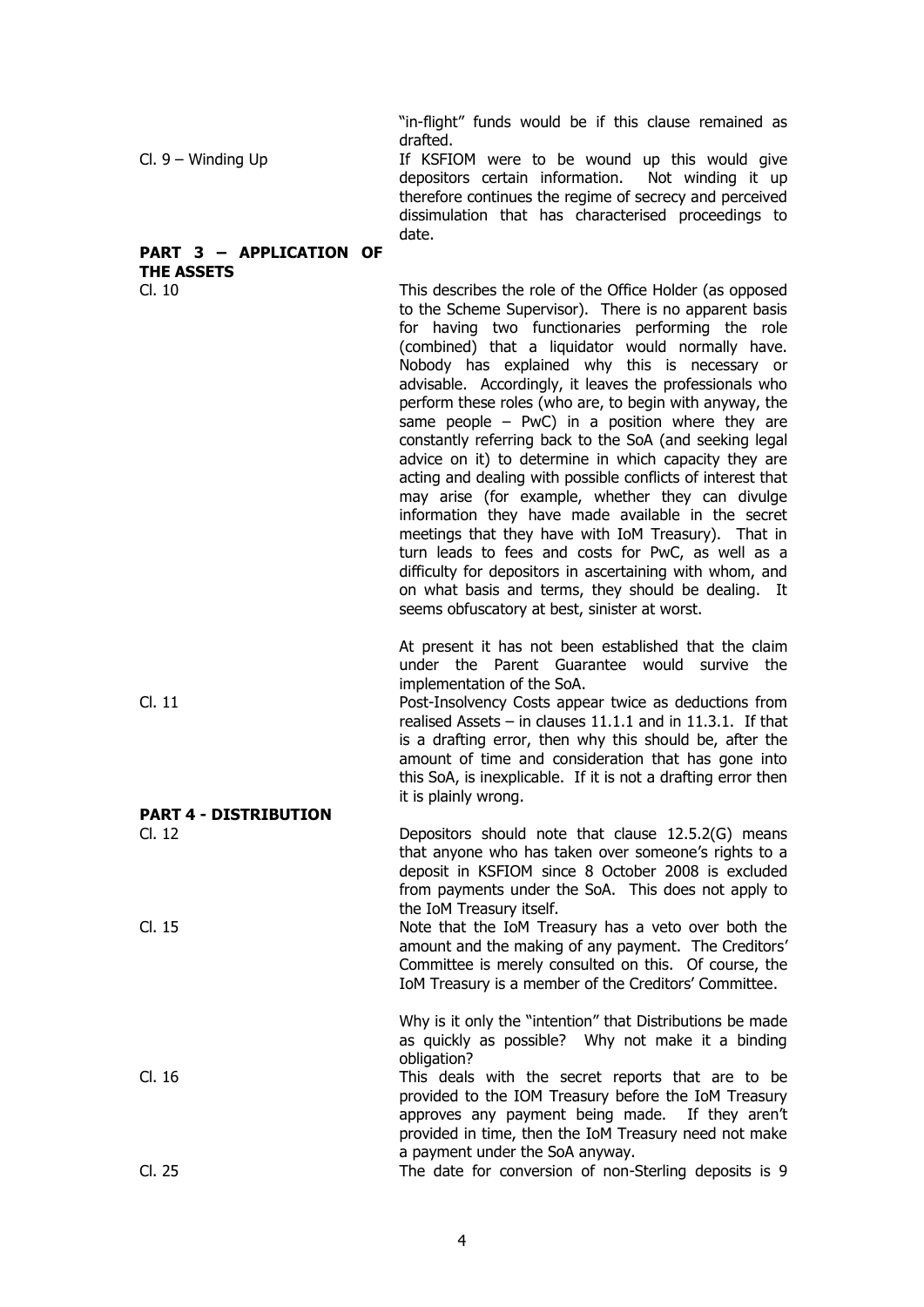| | |
|---|---|
| | "in-flight" funds would be if this clause remained as drafted. |
| Cl. 9 – Winding Up | If KSFIOM were to be wound up this would give depositors certain information. Not winding it up therefore continues the regime of secrecy and perceived dissimulation that has characterised proceedings to date. |
| **PART 3 – APPLICATION OF THE ASSETS** | |
| Cl. 10 | This describes the role of the Office Holder (as opposed to the Scheme Supervisor). There is no apparent basis for having two functionaries performing the role (combined) that a liquidator would normally have. Nobody has explained why this is necessary or advisable. Accordingly, it leaves the professionals who perform these roles (who are, to begin with anyway, the same people – PwC) in a position where they are constantly referring back to the SoA (and seeking legal advice on it) to determine in which capacity they are acting and dealing with possible conflicts of interest that may arise (for example, whether they can divulge information they have made available in the secret meetings that they have with IoM Treasury). That in turn leads to fees and costs for PwC, as well as a difficulty for depositors in ascertaining with whom, and on what basis and terms, they should be dealing. It seems obfuscatory at best, sinister at worst.<br><br>At present it has not been established that the claim under the Parent Guarantee would survive the implementation of the SoA. |
| Cl. 11 | Post-Insolvency Costs appear twice as deductions from realised Assets – in clauses 11.1.1 and in 11.3.1. If that is a drafting error, then why this should be, after the amount of time and consideration that has gone into this SoA, is inexplicable. If it is not a drafting error then it is plainly wrong. |
| **PART 4 - DISTRIBUTION** | |
| Cl. 12 | Depositors should note that clause 12.5.2(G) means that anyone who has taken over someone's rights to a deposit in KSFIOM since 8 October 2008 is excluded from payments under the SoA. This does not apply to the IoM Treasury itself. |
| Cl. 15 | Note that the IoM Treasury has a veto over both the amount and the making of any payment. The Creditors' Committee is merely consulted on this. Of course, the IoM Treasury is a member of the Creditors' Committee.<br><br>Why is it only the "intention" that Distributions be made as quickly as possible? Why not make it a binding obligation? |
| Cl. 16 | This deals with the secret reports that are to be provided to the IOM Treasury before the IoM Treasury approves any payment being made. If they aren't provided in time, then the IoM Treasury need not make a payment under the SoA anyway. |
| Cl. 25 | The date for conversion of non-Sterling deposits is 9 |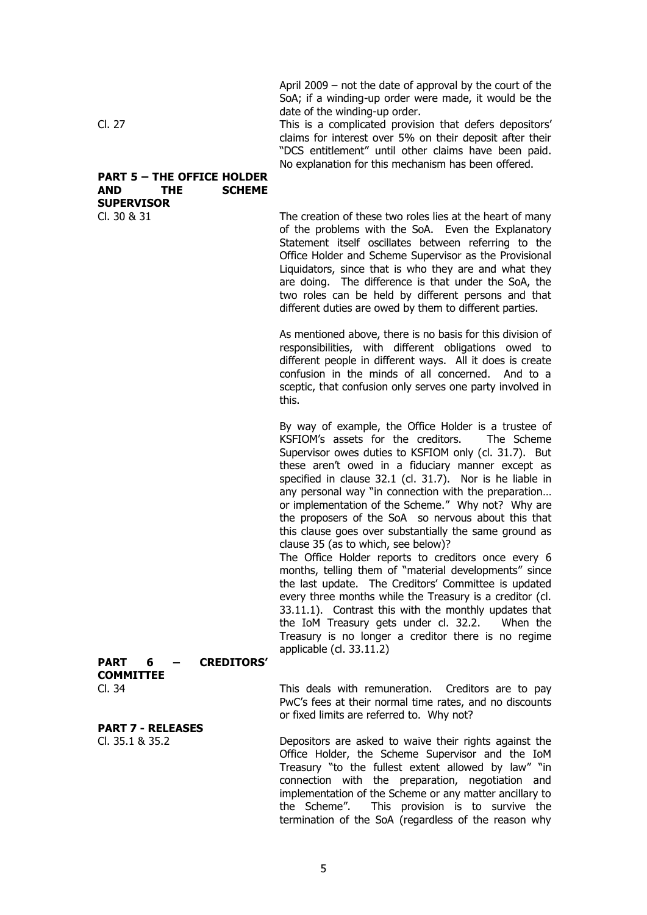April 2009 – not the date of approval by the court of the SoA; if a winding-up order were made, it would be the date of the winding-up order.

Cl. 27

This is a complicated provision that defers depositors' claims for interest over 5% on their deposit after their "DCS entitlement" until other claims have been paid. No explanation for this mechanism has been offered.

**PART 5 – THE OFFICE HOLDER AND THE SCHEME SUPERVISOR**

Cl. 30 & 31

The creation of these two roles lies at the heart of many of the problems with the SoA. Even the Explanatory Statement itself oscillates between referring to the Office Holder and Scheme Supervisor as the Provisional Liquidators, since that is who they are and what they are doing. The difference is that under the SoA, the two roles can be held by different persons and that different duties are owed by them to different parties.

As mentioned above, there is no basis for this division of responsibilities, with different obligations owed to different people in different ways. All it does is create confusion in the minds of all concerned. And to a sceptic, that confusion only serves one party involved in this.

By way of example, the Office Holder is a trustee of KSFIOM's assets for the creditors. The Scheme Supervisor owes duties to KSFIOM only (cl. 31.7). But these aren't owed in a fiduciary manner except as specified in clause 32.1 (cl. 31.7). Nor is he liable in any personal way "in connection with the preparation… or implementation of the Scheme." Why not? Why are the proposers of the SoA so nervous about this that this clause goes over substantially the same ground as clause 35 (as to which, see below)?

The Office Holder reports to creditors once every 6 months, telling them of "material developments" since the last update. The Creditors' Committee is updated every three months while the Treasury is a creditor (cl. 33.11.1). Contrast this with the monthly updates that the IoM Treasury gets under cl. 32.2. When the Treasury is no longer a creditor there is no regime applicable (cl. 33.11.2)

**PART 6 – CREDITORS' COMMITTEE**

Cl. 34

This deals with remuneration. Creditors are to pay PwC's fees at their normal time rates, and no discounts or fixed limits are referred to. Why not?

**PART 7 - RELEASES**

Cl. 35.1 & 35.2

Depositors are asked to waive their rights against the Office Holder, the Scheme Supervisor and the IoM Treasury "to the fullest extent allowed by law" "in connection with the preparation, negotiation and implementation of the Scheme or any matter ancillary to the Scheme". This provision is to survive the termination of the SoA (regardless of the reason why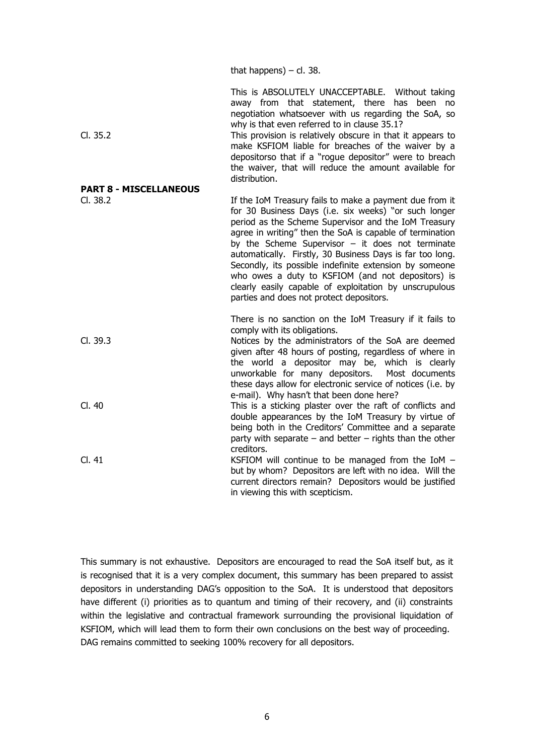| | |
|---|---|
| | that happens) – cl. 38. |
| | This is ABSOLUTELY UNACCEPTABLE. Without taking away from that statement, there has been no negotiation whatsoever with us regarding the SoA, so why is that even referred to in clause 35.1? |
| Cl. 35.2 | This provision is relatively obscure in that it appears to make KSFIOM liable for breaches of the waiver by a depositorso that if a "rogue depositor" were to breach the waiver, that will reduce the amount available for distribution. |
| **PART 8 - MISCELLANEOUS** | |
| Cl. 38.2 | If the IoM Treasury fails to make a payment due from it for 30 Business Days (i.e. six weeks) "or such longer period as the Scheme Supervisor and the IoM Treasury agree in writing" then the SoA is capable of termination by the Scheme Supervisor – it does not terminate automatically. Firstly, 30 Business Days is far too long. Secondly, its possible indefinite extension by someone who owes a duty to KSFIOM (and not depositors) is clearly easily capable of exploitation by unscrupulous parties and does not protect depositors.<br><br>There is no sanction on the IoM Treasury if it fails to comply with its obligations. |
| Cl. 39.3 | Notices by the administrators of the SoA are deemed given after 48 hours of posting, regardless of where in the world a depositor may be, which is clearly unworkable for many depositors. Most documents these days allow for electronic service of notices (i.e. by e-mail). Why hasn't that been done here? |
| Cl. 40 | This is a sticking plaster over the raft of conflicts and double appearances by the IoM Treasury by virtue of being both in the Creditors' Committee and a separate party with separate – and better – rights than the other creditors. |
| Cl. 41 | KSFIOM will continue to be managed from the IoM – but by whom? Depositors are left with no idea. Will the current directors remain? Depositors would be justified in viewing this with scepticism. |

This summary is not exhaustive. Depositors are encouraged to read the SoA itself but, as it is recognised that it is a very complex document, this summary has been prepared to assist depositors in understanding DAG's opposition to the SoA. It is understood that depositors have different (i) priorities as to quantum and timing of their recovery, and (ii) constraints within the legislative and contractual framework surrounding the provisional liquidation of KSFIOM, which will lead them to form their own conclusions on the best way of proceeding. DAG remains committed to seeking 100% recovery for all depositors.